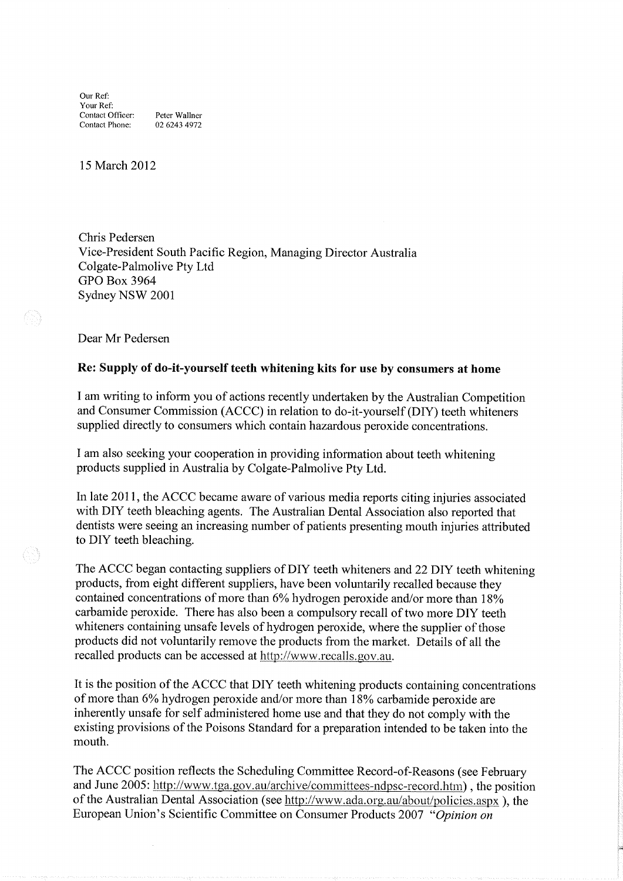Our Ref:
Your Ref:
Contact Officer: Peter Wallner
Contact Phone: 02 6243 4972

15 March 2012

Chris Pedersen
Vice-President South Pacific Region, Managing Director Australia
Colgate-Palmolive Pty Ltd
GPO Box 3964
Sydney NSW 2001

Dear Mr Pedersen

**Re: Supply of do-it-yourself teeth whitening kits for use by consumers at home**

I am writing to inform you of actions recently undertaken by the Australian Competition and Consumer Commission (ACCC) in relation to do-it-yourself (DIY) teeth whiteners supplied directly to consumers which contain hazardous peroxide concentrations.

I am also seeking your cooperation in providing information about teeth whitening products supplied in Australia by Colgate-Palmolive Pty Ltd.

In late 2011, the ACCC became aware of various media reports citing injuries associated with DIY teeth bleaching agents. The Australian Dental Association also reported that dentists were seeing an increasing number of patients presenting mouth injuries attributed to DIY teeth bleaching.

The ACCC began contacting suppliers of DIY teeth whiteners and 22 DIY teeth whitening products, from eight different suppliers, have been voluntarily recalled because they contained concentrations of more than 6% hydrogen peroxide and/or more than 18% carbamide peroxide. There has also been a compulsory recall of two more DIY teeth whiteners containing unsafe levels of hydrogen peroxide, where the supplier of those products did not voluntarily remove the products from the market. Details of all the recalled products can be accessed at http://www.recalls.gov.au.

It is the position of the ACCC that DIY teeth whitening products containing concentrations of more than 6% hydrogen peroxide and/or more than 18% carbamide peroxide are inherently unsafe for self administered home use and that they do not comply with the existing provisions of the Poisons Standard for a preparation intended to be taken into the mouth.

The ACCC position reflects the Scheduling Committee Record-of-Reasons (see February and June 2005: http://www.tga.gov.au/archive/committees-ndpsc-record.htm) , the position of the Australian Dental Association (see http://www.ada.org.au/about/policies.aspx ), the European Union's Scientific Committee on Consumer Products 2007 *"Opinion on*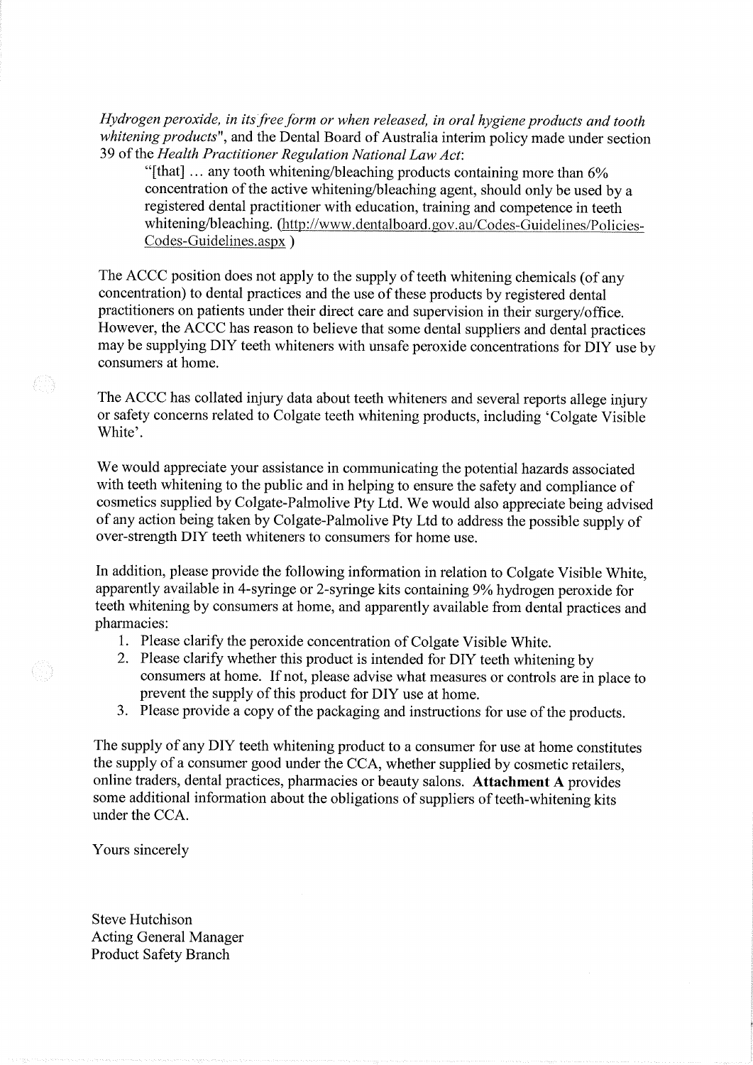*Hydrogen peroxide, in its free form or when released, in oral hygiene products and tooth whitening products*", and the Dental Board of Australia interim policy made under section 39 of the *Health Practitioner Regulation National Law Act*:

> "[that] … any tooth whitening/bleaching products containing more than 6% concentration of the active whitening/bleaching agent, should only be used by a registered dental practitioner with education, training and competence in teeth whitening/bleaching. (http://www.dentalboard.gov.au/Codes-Guidelines/Policies-Codes-Guidelines.aspx )

The ACCC position does not apply to the supply of teeth whitening chemicals (of any concentration) to dental practices and the use of these products by registered dental practitioners on patients under their direct care and supervision in their surgery/office. However, the ACCC has reason to believe that some dental suppliers and dental practices may be supplying DIY teeth whiteners with unsafe peroxide concentrations for DIY use by consumers at home.

The ACCC has collated injury data about teeth whiteners and several reports allege injury or safety concerns related to Colgate teeth whitening products, including 'Colgate Visible White'.

We would appreciate your assistance in communicating the potential hazards associated with teeth whitening to the public and in helping to ensure the safety and compliance of cosmetics supplied by Colgate-Palmolive Pty Ltd. We would also appreciate being advised of any action being taken by Colgate-Palmolive Pty Ltd to address the possible supply of over-strength DIY teeth whiteners to consumers for home use.

In addition, please provide the following information in relation to Colgate Visible White, apparently available in 4-syringe or 2-syringe kits containing 9% hydrogen peroxide for teeth whitening by consumers at home, and apparently available from dental practices and pharmacies:

1. Please clarify the peroxide concentration of Colgate Visible White.
2. Please clarify whether this product is intended for DIY teeth whitening by consumers at home. If not, please advise what measures or controls are in place to prevent the supply of this product for DIY use at home.
3. Please provide a copy of the packaging and instructions for use of the products.

The supply of any DIY teeth whitening product to a consumer for use at home constitutes the supply of a consumer good under the CCA, whether supplied by cosmetic retailers, online traders, dental practices, pharmacies or beauty salons. **Attachment A** provides some additional information about the obligations of suppliers of teeth-whitening kits under the CCA.

Yours sincerely

Steve Hutchison
Acting General Manager
Product Safety Branch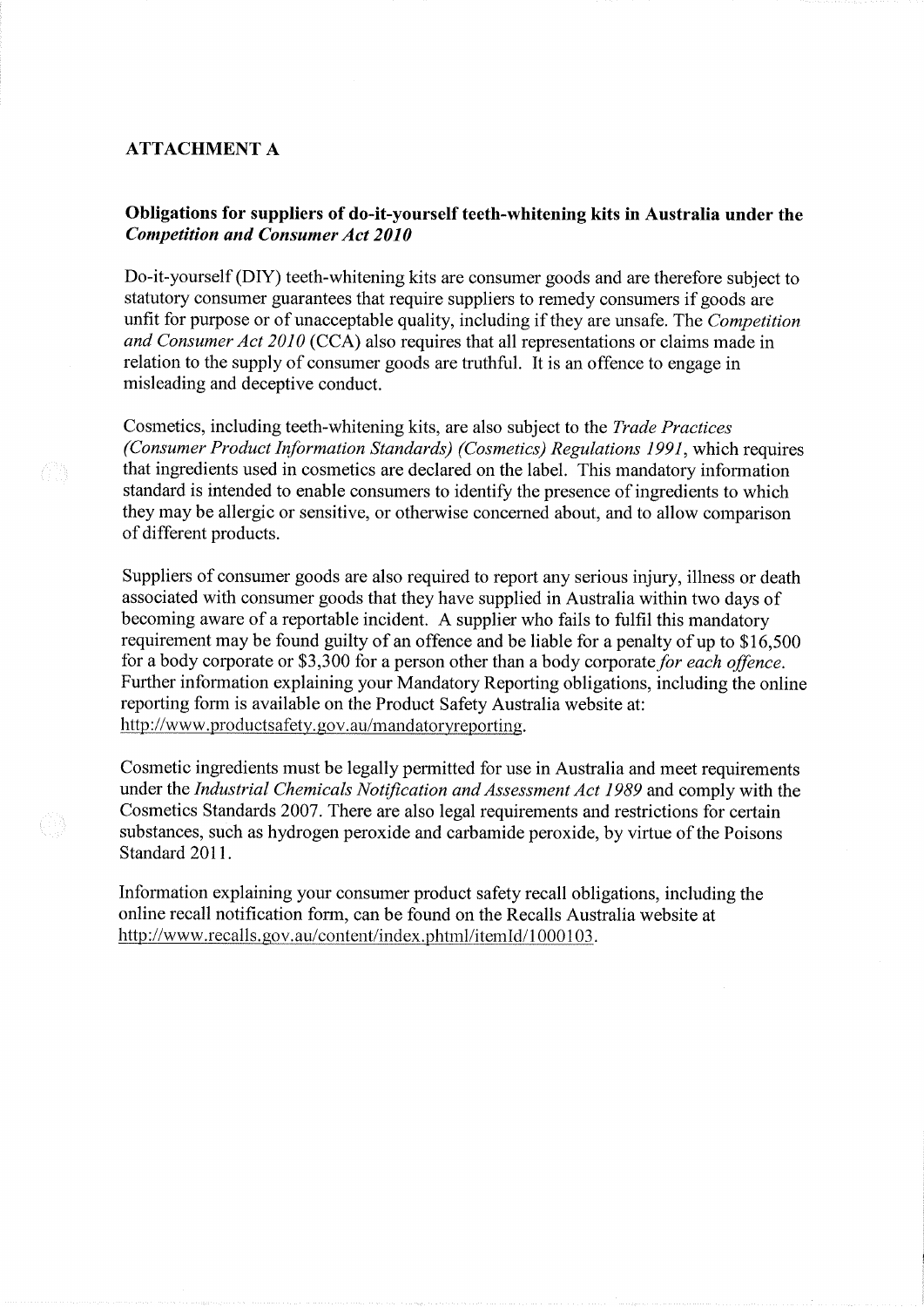**ATTACHMENT A**

**Obligations for suppliers of do-it-yourself teeth-whitening kits in Australia under the *Competition and Consumer Act 2010***

Do-it-yourself (DIY) teeth-whitening kits are consumer goods and are therefore subject to statutory consumer guarantees that require suppliers to remedy consumers if goods are unfit for purpose or of unacceptable quality, including if they are unsafe. The *Competition and Consumer Act 2010* (CCA) also requires that all representations or claims made in relation to the supply of consumer goods are truthful. It is an offence to engage in misleading and deceptive conduct.

Cosmetics, including teeth-whitening kits, are also subject to the *Trade Practices (Consumer Product Information Standards) (Cosmetics) Regulations 1991*, which requires that ingredients used in cosmetics are declared on the label. This mandatory information standard is intended to enable consumers to identify the presence of ingredients to which they may be allergic or sensitive, or otherwise concerned about, and to allow comparison of different products.

Suppliers of consumer goods are also required to report any serious injury, illness or death associated with consumer goods that they have supplied in Australia within two days of becoming aware of a reportable incident. A supplier who fails to fulfil this mandatory requirement may be found guilty of an offence and be liable for a penalty of up to $16,500 for a body corporate or $3,300 for a person other than a body corporate *for each offence*. Further information explaining your Mandatory Reporting obligations, including the online reporting form is available on the Product Safety Australia website at: http://www.productsafety.gov.au/mandatoryreporting.

Cosmetic ingredients must be legally permitted for use in Australia and meet requirements under the *Industrial Chemicals Notification and Assessment Act 1989* and comply with the Cosmetics Standards 2007. There are also legal requirements and restrictions for certain substances, such as hydrogen peroxide and carbamide peroxide, by virtue of the Poisons Standard 2011.

Information explaining your consumer product safety recall obligations, including the online recall notification form, can be found on the Recalls Australia website at http://www.recalls.gov.au/content/index.phtml/itemId/1000103.